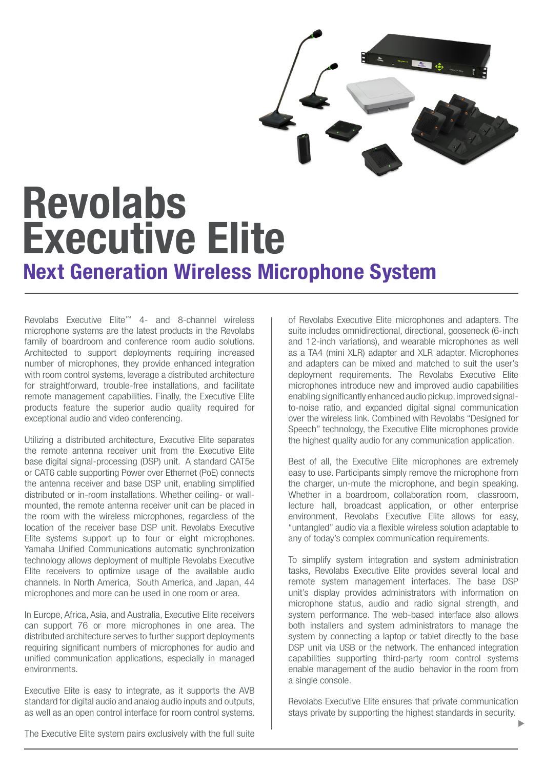# Revolabs Executive Elite

## Next Generation Wireless Microphone System

Revolabs Executive Elite™ 4- and 8-channel wireless microphone systems are the latest products in the Revolabs family of boardroom and conference room audio solutions. Architected to support deployments requiring increased number of microphones, they provide enhanced integration with room control systems, leverage a distributed architecture for straightforward, trouble-free installations, and facilitate remote management capabilities. Finally, the Executive Elite products feature the superior audio quality required for exceptional audio and video conferencing.

Utilizing a distributed architecture, Executive Elite separates the remote antenna receiver unit from the Executive Elite base digital signal-processing (DSP) unit. A standard CAT5e or CAT6 cable supporting Power over Ethernet (PoE) connects the antenna receiver and base DSP unit, enabling simplified distributed or in-room installations. Whether ceiling- or wall-mounted, the remote antenna receiver unit can be placed in the room with the wireless microphones, regardless of the location of the receiver base DSP unit. Revolabs Executive Elite systems support up to four or eight microphones. Yamaha Unified Communications automatic synchronization technology allows deployment of multiple Revolabs Executive Elite receivers to optimize usage of the available audio channels. In North America, South America, and Japan, 44 microphones and more can be used in one room or area.

In Europe, Africa, Asia, and Australia, Executive Elite receivers can support 76 or more microphones in one area. The distributed architecture serves to further support deployments requiring significant numbers of microphones for audio and unified communication applications, especially in managed environments.

Executive Elite is easy to integrate, as it supports the AVB standard for digital audio and analog audio inputs and outputs, as well as an open control interface for room control systems.

The Executive Elite system pairs exclusively with the full suite of Revolabs Executive Elite microphones and adapters. The suite includes omnidirectional, directional, gooseneck (6-inch and 12-inch variations), and wearable microphones as well as a TA4 (mini XLR) adapter and XLR adapter. Microphones and adapters can be mixed and matched to suit the user's deployment requirements. The Revolabs Executive Elite microphones introduce new and improved audio capabilities enabling significantly enhanced audio pickup, improved signal-to-noise ratio, and expanded digital signal communication over the wireless link. Combined with Revolabs "Designed for Speech" technology, the Executive Elite microphones provide the highest quality audio for any communication application.

Best of all, the Executive Elite microphones are extremely easy to use. Participants simply remove the microphone from the charger, un-mute the microphone, and begin speaking. Whether in a boardroom, collaboration room, classroom, lecture hall, broadcast application, or other enterprise environment, Revolabs Executive Elite allows for easy, "untangled" audio via a flexible wireless solution adaptable to any of today's complex communication requirements.

To simplify system integration and system administration tasks, Revolabs Executive Elite provides several local and remote system management interfaces. The base DSP unit's display provides administrators with information on microphone status, audio and radio signal strength, and system performance. The web-based interface also allows both installers and system administrators to manage the system by connecting a laptop or tablet directly to the base DSP unit via USB or the network. The enhanced integration capabilities supporting third-party room control systems enable management of the audio behavior in the room from a single console.

Revolabs Executive Elite ensures that private communication stays private by supporting the highest standards in security.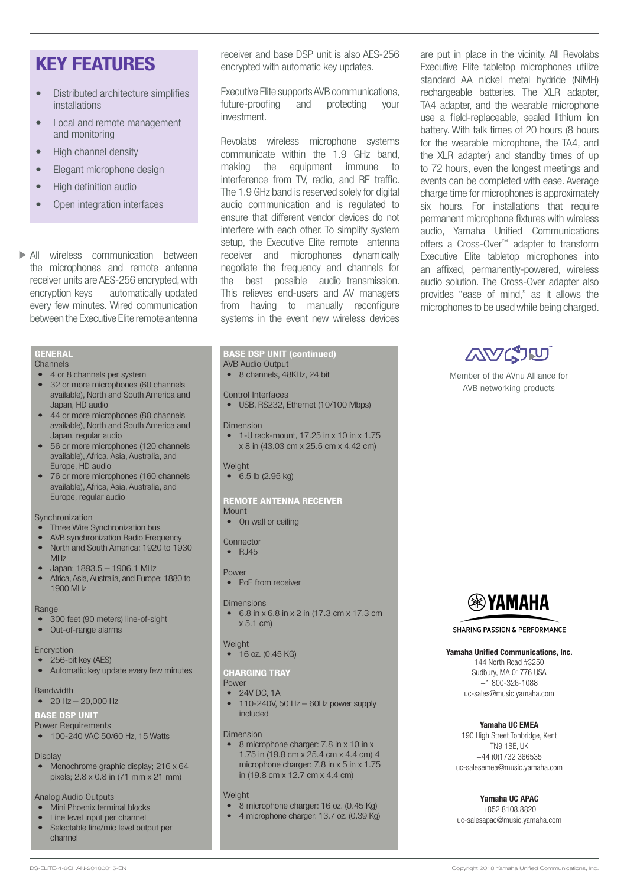# KEY FEATURES

- Distributed architecture simplifies installations
- Local and remote management and monitoring
- High channel density
- Elegant microphone design
- High definition audio
- Open integration interfaces

▶ All wireless communication between the microphones and remote antenna receiver units are AES-256 encrypted, with encryption keys automatically updated every few minutes. Wired communication between the Executive Elite remote antenna receiver and base DSP unit is also AES-256 encrypted with automatic key updates.

Executive Elite supports AVB communications, future-proofing and protecting your investment.

Revolabs wireless microphone systems communicate within the 1.9 GHz band, making the equipment immune to interference from TV, radio, and RF traffic. The 1.9 GHz band is reserved solely for digital audio communication and is regulated to ensure that different vendor devices do not interfere with each other. To simplify system setup, the Executive Elite remote antenna receiver and microphones dynamically negotiate the frequency and channels for the best possible audio transmission. This relieves end-users and AV managers from having to manually reconfigure systems in the event new wireless devices are put in place in the vicinity. All Revolabs Executive Elite tabletop microphones utilize standard AA nickel metal hydride (NiMH) rechargeable batteries. The XLR adapter, TA4 adapter, and the wearable microphone use a field-replaceable, sealed lithium ion battery. With talk times of 20 hours (8 hours for the wearable microphone, the TA4, and the XLR adapter) and standby times of up to 72 hours, even the longest meetings and events can be completed with ease. Average charge time for microphones is approximately six hours. For installations that require permanent microphone fixtures with wireless audio, Yamaha Unified Communications offers a Cross-Over™ adapter to transform Executive Elite tabletop microphones into an affixed, permanently-powered, wireless audio solution. The Cross-Over adapter also provides "ease of mind," as it allows the microphones to be used while being charged.

### GENERAL

Channels
- 4 or 8 channels per system
- 32 or more microphones (60 channels available), North and South America and Japan, HD audio
- 44 or more microphones (80 channels available), North and South America and Japan, regular audio
- 56 or more microphones (120 channels available), Africa, Asia, Australia, and Europe, HD audio
- 76 or more microphones (160 channels available), Africa, Asia, Australia, and Europe, regular audio

Synchronization
- Three Wire Synchronization bus
- AVB synchronization Radio Frequency
- North and South America: 1920 to 1930 MHz
- Japan: 1893.5 – 1906.1 MHz
- Africa, Asia, Australia, and Europe: 1880 to 1900 MHz

Range
- 300 feet (90 meters) line-of-sight
- Out-of-range alarms

Encryption
- 256-bit key (AES)
- Automatic key update every few minutes

Bandwidth
- 20 Hz – 20,000 Hz

### BASE DSP UNIT

Power Requirements
- 100-240 VAC 50/60 Hz, 15 Watts

Display
- Monochrome graphic display; 216 x 64 pixels; 2.8 x 0.8 in (71 mm x 21 mm)

Analog Audio Outputs
- Mini Phoenix terminal blocks
- Line level input per channel
- Selectable line/mic level output per channel

### BASE DSP UNIT (continued)

AVB Audio Output
- 8 channels, 48KHz, 24 bit

Control Interfaces
- USB, RS232, Ethernet (10/100 Mbps)

Dimension
- 1-U rack-mount, 17.25 in x 10 in x 1.75 x 8 in (43.03 cm x 25.5 cm x 4.42 cm)

Weight
- 6.5 lb (2.95 kg)

### REMOTE ANTENNA RECEIVER

Mount
- On wall or ceiling

Connector
- RJ45

Power
- PoE from receiver

Dimensions
- 6.8 in x 6.8 in x 2 in (17.3 cm x 17.3 cm x 5.1 cm)

Weight
- 16 oz. (0.45 KG)

### CHARGING TRAY

Power
- 24V DC, 1A
- 110-240V, 50 Hz – 60Hz power supply included

Dimension
- 8 microphone charger: 7.8 in x 10 in x 1.75 in (19.8 cm x 25.4 cm x 4.4 cm) 4 microphone charger: 7.8 in x 5 in x 1.75 in (19.8 cm x 12.7 cm x 4.4 cm)

Weight
- 8 microphone charger: 16 oz. (0.45 Kg)
- 4 microphone charger: 13.7 oz. (0.39 Kg)

Member of the AVnu Alliance for AVB networking products

YAMAHA
SHARING PASSION & PERFORMANCE

**Yamaha Unified Communications, Inc.**
144 North Road #3250
Sudbury, MA 01776 USA
+1 800-326-1088
uc-sales@music.yamaha.com

**Yamaha UC EMEA**
190 High Street Tonbridge, Kent
TN9 1BE, UK
+44 (0)1732 366535
uc-salesemea@music.yamaha.com

**Yamaha UC APAC**
+852.8108.8820
uc-salesapac@music.yamaha.com

DS-ELITE-4-8CHAN-20180815-EN

Copyright 2018 Yamaha Unified Communications, Inc.